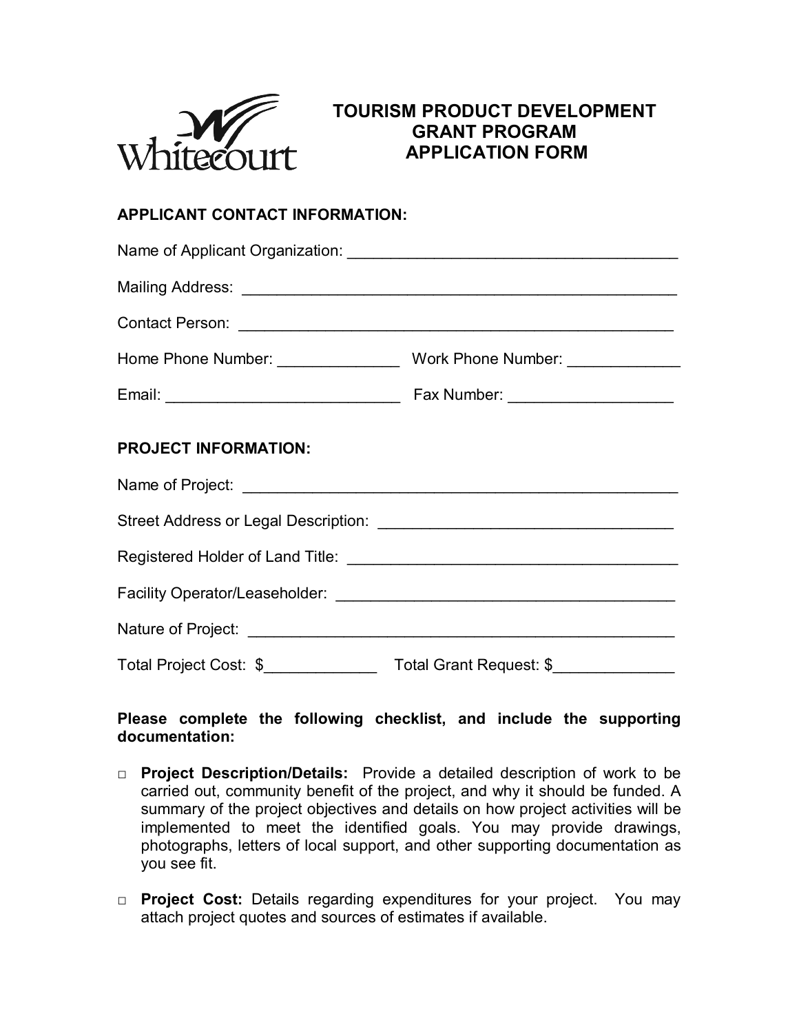Whitecourt

# TOURISM PRODUCT DEVELOPMENT GRANT PROGRAM APPLICATION FORM

## APPLICANT CONTACT INFORMATION:

Name of Applicant Organization: ______________________________________

Mailing Address: __________________________________________________

Contact Person: __________________________________________________

Home Phone Number: ______________ Work Phone Number: _____________

Email: ___________________________ Fax Number: ___________________

## PROJECT INFORMATION:

Name of Project: __________________________________________________

Street Address or Legal Description: __________________________________

Registered Holder of Land Title: ______________________________________

Facility Operator/Leaseholder: _______________________________________

Nature of Project: _________________________________________________

Total Project Cost: $_____________ Total Grant Request: $______________

**Please complete the following checklist, and include the supporting documentation:**

- □ **Project Description/Details:** Provide a detailed description of work to be carried out, community benefit of the project, and why it should be funded. A summary of the project objectives and details on how project activities will be implemented to meet the identified goals. You may provide drawings, photographs, letters of local support, and other supporting documentation as you see fit.

- □ **Project Cost:** Details regarding expenditures for your project. You may attach project quotes and sources of estimates if available.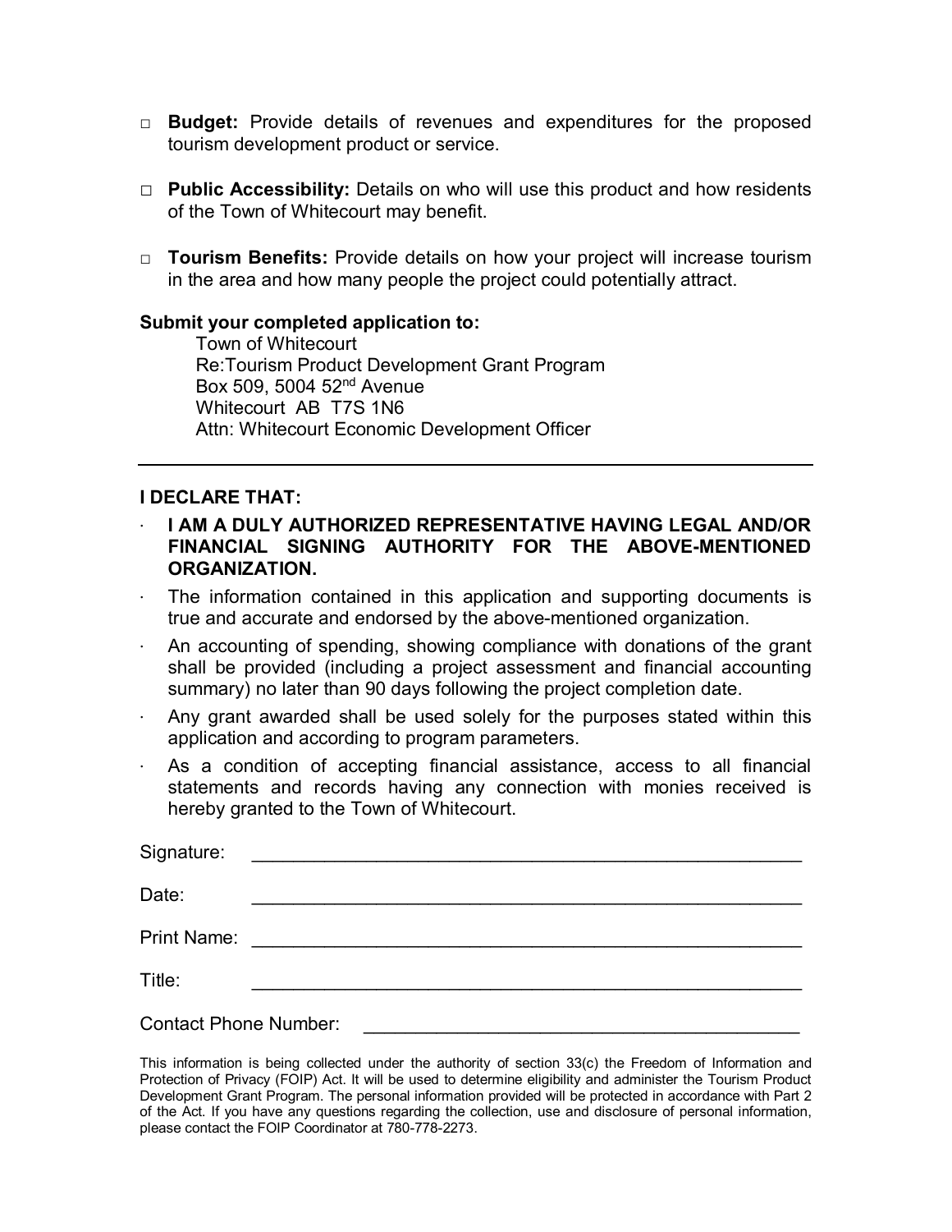□ **Budget:** Provide details of revenues and expenditures for the proposed tourism development product or service.

□ **Public Accessibility:** Details on who will use this product and how residents of the Town of Whitecourt may benefit.

□ **Tourism Benefits:** Provide details on how your project will increase tourism in the area and how many people the project could potentially attract.

**Submit your completed application to:**

Town of Whitecourt
Re:Tourism Product Development Grant Program
Box 509, 5004 52nd Avenue
Whitecourt AB T7S 1N6
Attn: Whitecourt Economic Development Officer

---

**I DECLARE THAT:**

- **I AM A DULY AUTHORIZED REPRESENTATIVE HAVING LEGAL AND/OR FINANCIAL SIGNING AUTHORITY FOR THE ABOVE-MENTIONED ORGANIZATION.**
- The information contained in this application and supporting documents is true and accurate and endorsed by the above-mentioned organization.
- An accounting of spending, showing compliance with donations of the grant shall be provided (including a project assessment and financial accounting summary) no later than 90 days following the project completion date.
- Any grant awarded shall be used solely for the purposes stated within this application and according to program parameters.
- As a condition of accepting financial assistance, access to all financial statements and records having any connection with monies received is hereby granted to the Town of Whitecourt.

Signature: ______________________________________________________

Date: ______________________________________________________

Print Name: ______________________________________________________

Title: ______________________________________________________

Contact Phone Number: ____________________________________________

This information is being collected under the authority of section 33(c) the Freedom of Information and Protection of Privacy (FOIP) Act. It will be used to determine eligibility and administer the Tourism Product Development Grant Program. The personal information provided will be protected in accordance with Part 2 of the Act. If you have any questions regarding the collection, use and disclosure of personal information, please contact the FOIP Coordinator at 780-778-2273.